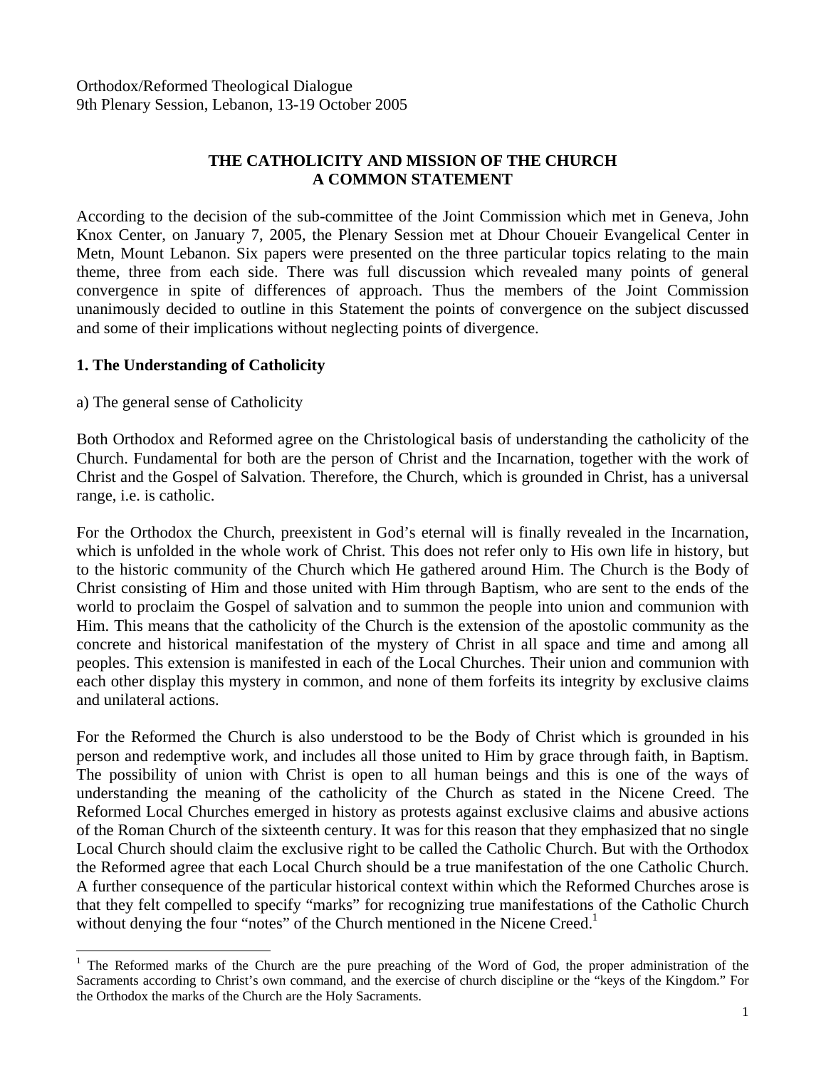Orthodox/Reformed Theological Dialogue
9th Plenary Session, Lebanon, 13-19 October 2005

# THE CATHOLICITY AND MISSION OF THE CHURCH
# A COMMON STATEMENT

According to the decision of the sub-committee of the Joint Commission which met in Geneva, John Knox Center, on January 7, 2005, the Plenary Session met at Dhour Choueir Evangelical Center in Metn, Mount Lebanon. Six papers were presented on the three particular topics relating to the main theme, three from each side. There was full discussion which revealed many points of general convergence in spite of differences of approach. Thus the members of the Joint Commission unanimously decided to outline in this Statement the points of convergence on the subject discussed and some of their implications without neglecting points of divergence.

## 1. The Understanding of Catholicity

a) The general sense of Catholicity

Both Orthodox and Reformed agree on the Christological basis of understanding the catholicity of the Church. Fundamental for both are the person of Christ and the Incarnation, together with the work of Christ and the Gospel of Salvation. Therefore, the Church, which is grounded in Christ, has a universal range, i.e. is catholic.

For the Orthodox the Church, preexistent in God's eternal will is finally revealed in the Incarnation, which is unfolded in the whole work of Christ. This does not refer only to His own life in history, but to the historic community of the Church which He gathered around Him. The Church is the Body of Christ consisting of Him and those united with Him through Baptism, who are sent to the ends of the world to proclaim the Gospel of salvation and to summon the people into union and communion with Him. This means that the catholicity of the Church is the extension of the apostolic community as the concrete and historical manifestation of the mystery of Christ in all space and time and among all peoples. This extension is manifested in each of the Local Churches. Their union and communion with each other display this mystery in common, and none of them forfeits its integrity by exclusive claims and unilateral actions.

For the Reformed the Church is also understood to be the Body of Christ which is grounded in his person and redemptive work, and includes all those united to Him by grace through faith, in Baptism. The possibility of union with Christ is open to all human beings and this is one of the ways of understanding the meaning of the catholicity of the Church as stated in the Nicene Creed. The Reformed Local Churches emerged in history as protests against exclusive claims and abusive actions of the Roman Church of the sixteenth century. It was for this reason that they emphasized that no single Local Church should claim the exclusive right to be called the Catholic Church. But with the Orthodox the Reformed agree that each Local Church should be a true manifestation of the one Catholic Church. A further consequence of the particular historical context within which the Reformed Churches arose is that they felt compelled to specify "marks" for recognizing true manifestations of the Catholic Church without denying the four "notes" of the Church mentioned in the Nicene Creed.[1]

[1] The Reformed marks of the Church are the pure preaching of the Word of God, the proper administration of the Sacraments according to Christ's own command, and the exercise of church discipline or the "keys of the Kingdom." For the Orthodox the marks of the Church are the Holy Sacraments.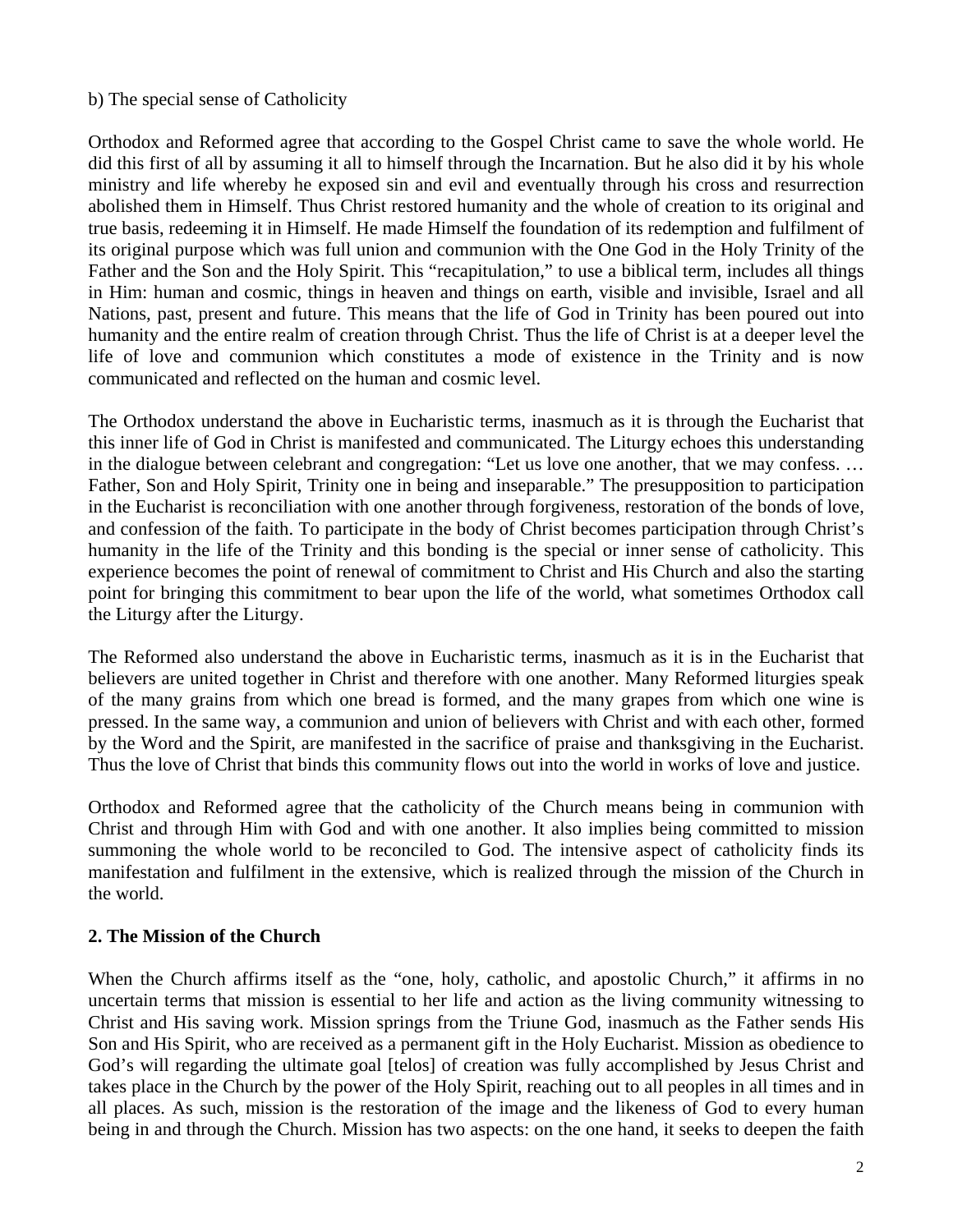b) The special sense of Catholicity

Orthodox and Reformed agree that according to the Gospel Christ came to save the whole world. He did this first of all by assuming it all to himself through the Incarnation. But he also did it by his whole ministry and life whereby he exposed sin and evil and eventually through his cross and resurrection abolished them in Himself. Thus Christ restored humanity and the whole of creation to its original and true basis, redeeming it in Himself. He made Himself the foundation of its redemption and fulfilment of its original purpose which was full union and communion with the One God in the Holy Trinity of the Father and the Son and the Holy Spirit. This "recapitulation," to use a biblical term, includes all things in Him: human and cosmic, things in heaven and things on earth, visible and invisible, Israel and all Nations, past, present and future. This means that the life of God in Trinity has been poured out into humanity and the entire realm of creation through Christ. Thus the life of Christ is at a deeper level the life of love and communion which constitutes a mode of existence in the Trinity and is now communicated and reflected on the human and cosmic level.

The Orthodox understand the above in Eucharistic terms, inasmuch as it is through the Eucharist that this inner life of God in Christ is manifested and communicated. The Liturgy echoes this understanding in the dialogue between celebrant and congregation: "Let us love one another, that we may confess. … Father, Son and Holy Spirit, Trinity one in being and inseparable." The presupposition to participation in the Eucharist is reconciliation with one another through forgiveness, restoration of the bonds of love, and confession of the faith. To participate in the body of Christ becomes participation through Christ's humanity in the life of the Trinity and this bonding is the special or inner sense of catholicity. This experience becomes the point of renewal of commitment to Christ and His Church and also the starting point for bringing this commitment to bear upon the life of the world, what sometimes Orthodox call the Liturgy after the Liturgy.

The Reformed also understand the above in Eucharistic terms, inasmuch as it is in the Eucharist that believers are united together in Christ and therefore with one another. Many Reformed liturgies speak of the many grains from which one bread is formed, and the many grapes from which one wine is pressed. In the same way, a communion and union of believers with Christ and with each other, formed by the Word and the Spirit, are manifested in the sacrifice of praise and thanksgiving in the Eucharist. Thus the love of Christ that binds this community flows out into the world in works of love and justice.

Orthodox and Reformed agree that the catholicity of the Church means being in communion with Christ and through Him with God and with one another. It also implies being committed to mission summoning the whole world to be reconciled to God. The intensive aspect of catholicity finds its manifestation and fulfilment in the extensive, which is realized through the mission of the Church in the world.

## 2. The Mission of the Church

When the Church affirms itself as the "one, holy, catholic, and apostolic Church," it affirms in no uncertain terms that mission is essential to her life and action as the living community witnessing to Christ and His saving work. Mission springs from the Triune God, inasmuch as the Father sends His Son and His Spirit, who are received as a permanent gift in the Holy Eucharist. Mission as obedience to God's will regarding the ultimate goal [telos] of creation was fully accomplished by Jesus Christ and takes place in the Church by the power of the Holy Spirit, reaching out to all peoples in all times and in all places. As such, mission is the restoration of the image and the likeness of God to every human being in and through the Church. Mission has two aspects: on the one hand, it seeks to deepen the faith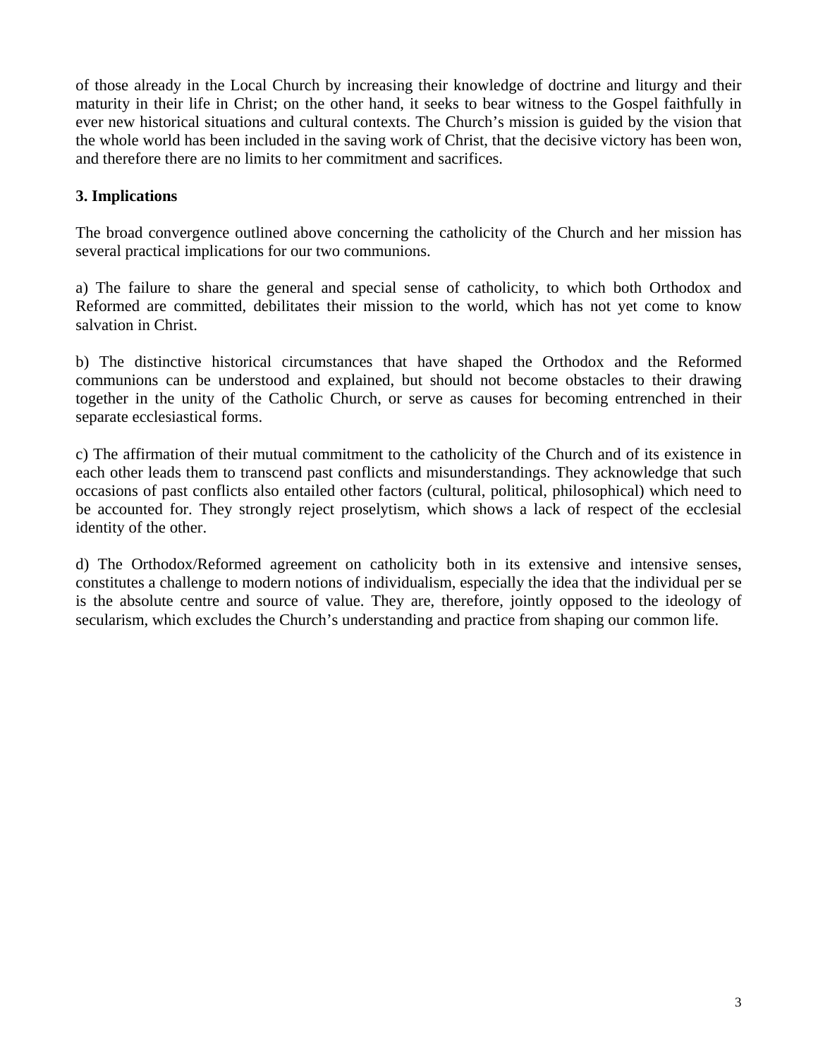of those already in the Local Church by increasing their knowledge of doctrine and liturgy and their maturity in their life in Christ; on the other hand, it seeks to bear witness to the Gospel faithfully in ever new historical situations and cultural contexts. The Church's mission is guided by the vision that the whole world has been included in the saving work of Christ, that the decisive victory has been won, and therefore there are no limits to her commitment and sacrifices.

**3. Implications**

The broad convergence outlined above concerning the catholicity of the Church and her mission has several practical implications for our two communions.

a) The failure to share the general and special sense of catholicity, to which both Orthodox and Reformed are committed, debilitates their mission to the world, which has not yet come to know salvation in Christ.

b) The distinctive historical circumstances that have shaped the Orthodox and the Reformed communions can be understood and explained, but should not become obstacles to their drawing together in the unity of the Catholic Church, or serve as causes for becoming entrenched in their separate ecclesiastical forms.

c) The affirmation of their mutual commitment to the catholicity of the Church and of its existence in each other leads them to transcend past conflicts and misunderstandings. They acknowledge that such occasions of past conflicts also entailed other factors (cultural, political, philosophical) which need to be accounted for. They strongly reject proselytism, which shows a lack of respect of the ecclesial identity of the other.

d) The Orthodox/Reformed agreement on catholicity both in its extensive and intensive senses, constitutes a challenge to modern notions of individualism, especially the idea that the individual per se is the absolute centre and source of value. They are, therefore, jointly opposed to the ideology of secularism, which excludes the Church's understanding and practice from shaping our common life.